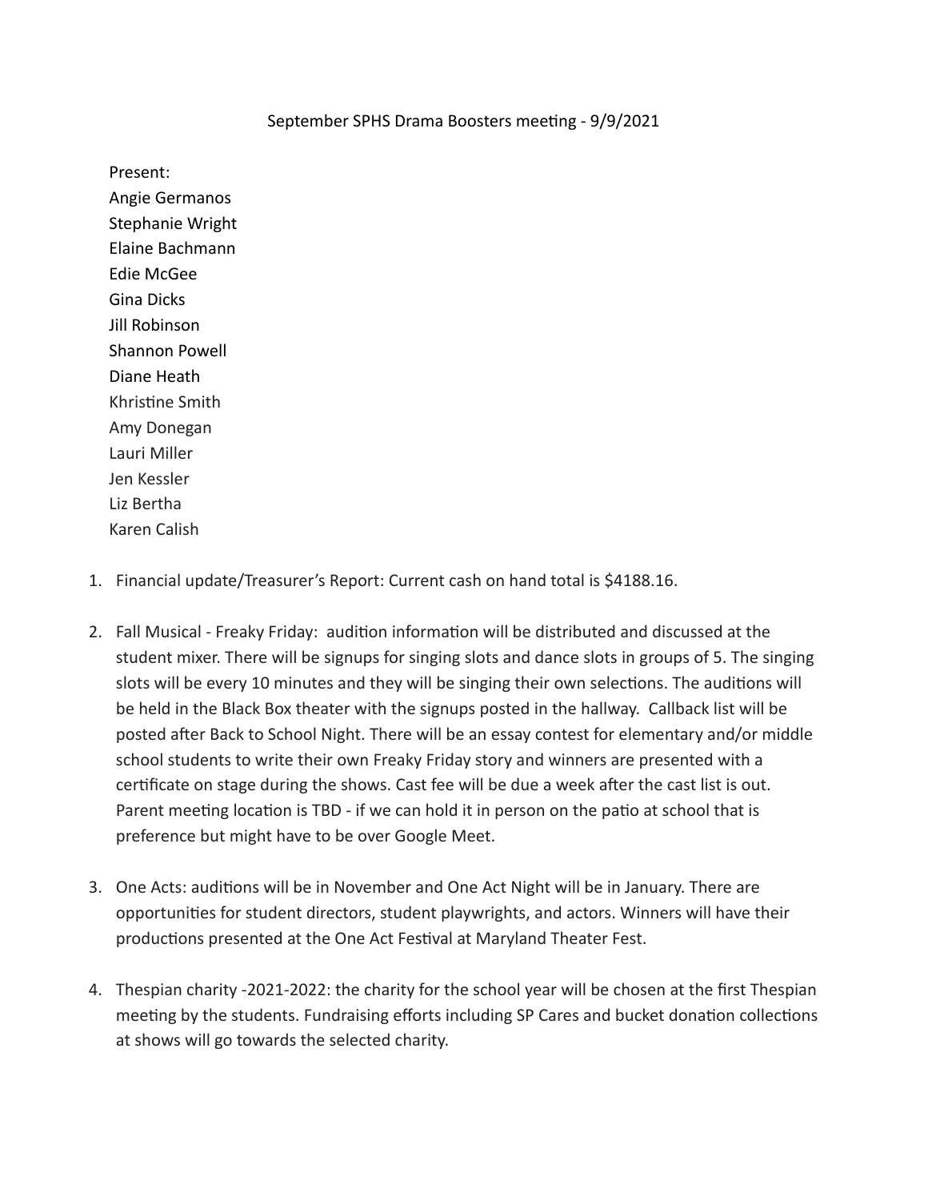# September SPHS Drama Boosters meeting - 9/9/2021

Present:
Angie Germanos
Stephanie Wright
Elaine Bachmann
Edie McGee
Gina Dicks
Jill Robinson
Shannon Powell
Diane Heath
Khristine Smith
Amy Donegan
Lauri Miller
Jen Kessler
Liz Bertha
Karen Calish

1. Financial update/Treasurer's Report: Current cash on hand total is $4188.16.

2. Fall Musical - Freaky Friday: audition information will be distributed and discussed at the student mixer. There will be signups for singing slots and dance slots in groups of 5. The singing slots will be every 10 minutes and they will be singing their own selections. The auditions will be held in the Black Box theater with the signups posted in the hallway. Callback list will be posted after Back to School Night. There will be an essay contest for elementary and/or middle school students to write their own Freaky Friday story and winners are presented with a certificate on stage during the shows. Cast fee will be due a week after the cast list is out. Parent meeting location is TBD - if we can hold it in person on the patio at school that is preference but might have to be over Google Meet.

3. One Acts: auditions will be in November and One Act Night will be in January. There are opportunities for student directors, student playwrights, and actors. Winners will have their productions presented at the One Act Festival at Maryland Theater Fest.

4. Thespian charity -2021-2022: the charity for the school year will be chosen at the first Thespian meeting by the students. Fundraising efforts including SP Cares and bucket donation collections at shows will go towards the selected charity.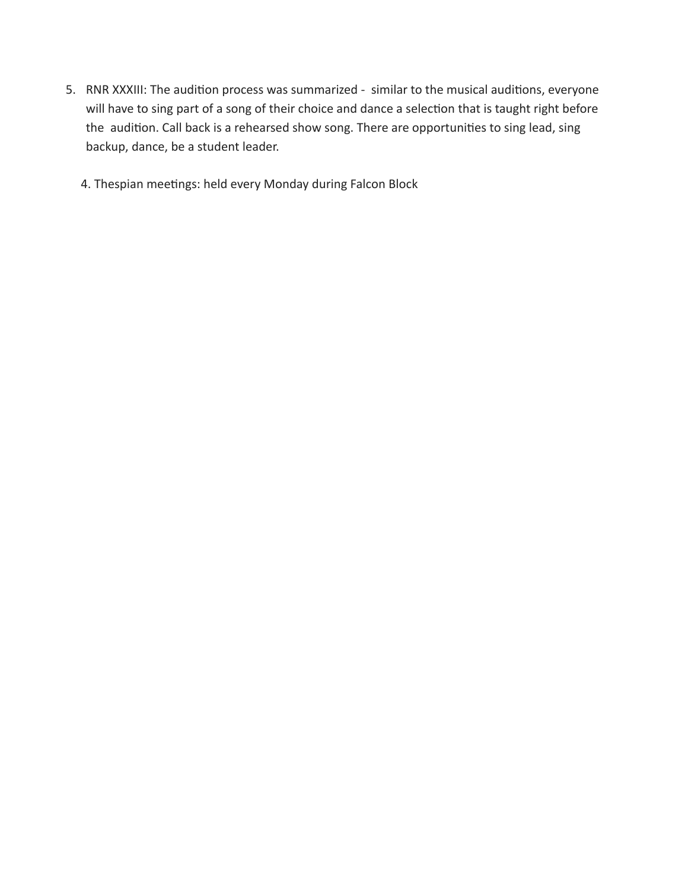5. RNR XXXIII: The audition process was summarized - similar to the musical auditions, everyone will have to sing part of a song of their choice and dance a selection that is taught right before the audition. Call back is a rehearsed show song. There are opportunities to sing lead, sing backup, dance, be a student leader.

4. Thespian meetings: held every Monday during Falcon Block